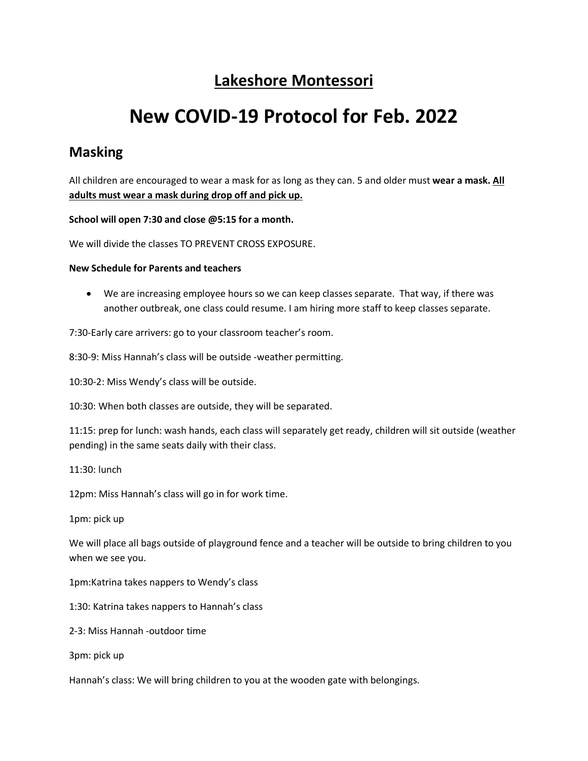# Lakeshore Montessori

# New COVID-19 Protocol for Feb. 2022

## Masking

All children are encouraged to wear a mask for as long as they can. 5 and older must **wear a mask. <u>All adults must wear a mask during drop off and pick up.</u>**

**School will open 7:30 and close @5:15 for a month.**

We will divide the classes TO PREVENT CROSS EXPOSURE.

**New Schedule for Parents and teachers**

- We are increasing employee hours so we can keep classes separate. That way, if there was another outbreak, one class could resume. I am hiring more staff to keep classes separate.

7:30-Early care arrivers: go to your classroom teacher's room.

8:30-9: Miss Hannah's class will be outside -weather permitting.

10:30-2: Miss Wendy's class will be outside.

10:30: When both classes are outside, they will be separated.

11:15: prep for lunch: wash hands, each class will separately get ready, children will sit outside (weather pending) in the same seats daily with their class.

11:30: lunch

12pm: Miss Hannah's class will go in for work time.

1pm: pick up

We will place all bags outside of playground fence and a teacher will be outside to bring children to you when we see you.

1pm:Katrina takes nappers to Wendy's class

1:30: Katrina takes nappers to Hannah's class

2-3: Miss Hannah -outdoor time

3pm: pick up

Hannah's class: We will bring children to you at the wooden gate with belongings.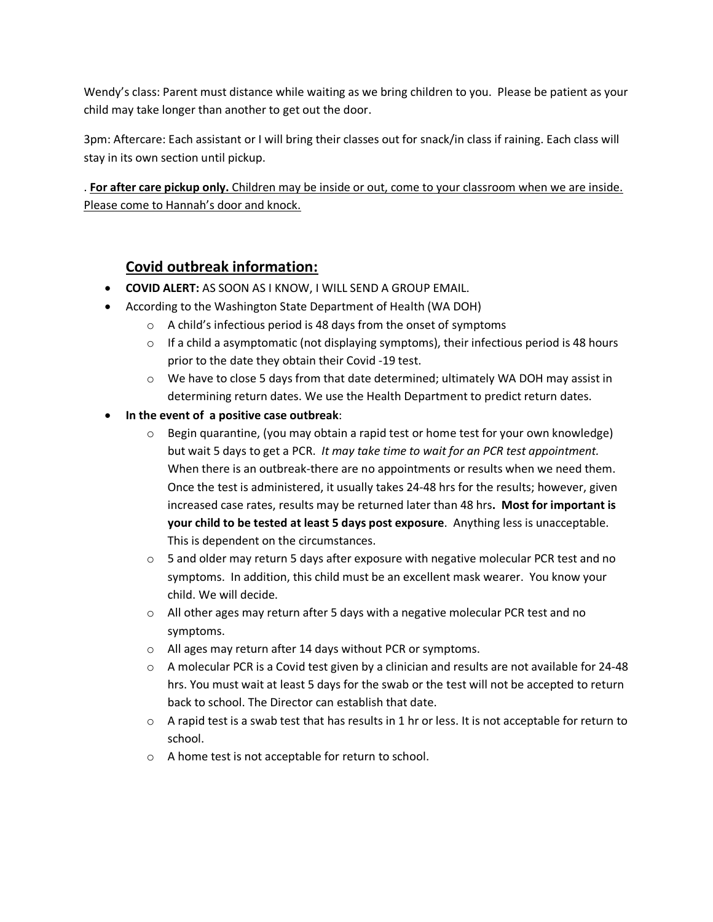Wendy's class: Parent must distance while waiting as we bring children to you. Please be patient as your child may take longer than another to get out the door.

3pm: Aftercare: Each assistant or I will bring their classes out for snack/in class if raining. Each class will stay in its own section until pickup.

. **For after care pickup only.** Children may be inside or out, come to your classroom when we are inside. Please come to Hannah's door and knock.

## Covid outbreak information:

- **COVID ALERT:** AS SOON AS I KNOW, I WILL SEND A GROUP EMAIL.
- According to the Washington State Department of Health (WA DOH)
  - A child's infectious period is 48 days from the onset of symptoms
  - If a child a asymptomatic (not displaying symptoms), their infectious period is 48 hours prior to the date they obtain their Covid -19 test.
  - We have to close 5 days from that date determined; ultimately WA DOH may assist in determining return dates. We use the Health Department to predict return dates.
- **In the event of a positive case outbreak**:
  - Begin quarantine, (you may obtain a rapid test or home test for your own knowledge) but wait 5 days to get a PCR. *It may take time to wait for an PCR test appointment.* When there is an outbreak-there are no appointments or results when we need them. Once the test is administered, it usually takes 24-48 hrs for the results; however, given increased case rates, results may be returned later than 48 hrs**. Most for important is your child to be tested at least 5 days post exposure**. Anything less is unacceptable. This is dependent on the circumstances.
  - 5 and older may return 5 days after exposure with negative molecular PCR test and no symptoms. In addition, this child must be an excellent mask wearer. You know your child. We will decide.
  - All other ages may return after 5 days with a negative molecular PCR test and no symptoms.
  - All ages may return after 14 days without PCR or symptoms.
  - A molecular PCR is a Covid test given by a clinician and results are not available for 24-48 hrs. You must wait at least 5 days for the swab or the test will not be accepted to return back to school. The Director can establish that date.
  - A rapid test is a swab test that has results in 1 hr or less. It is not acceptable for return to school.
  - A home test is not acceptable for return to school.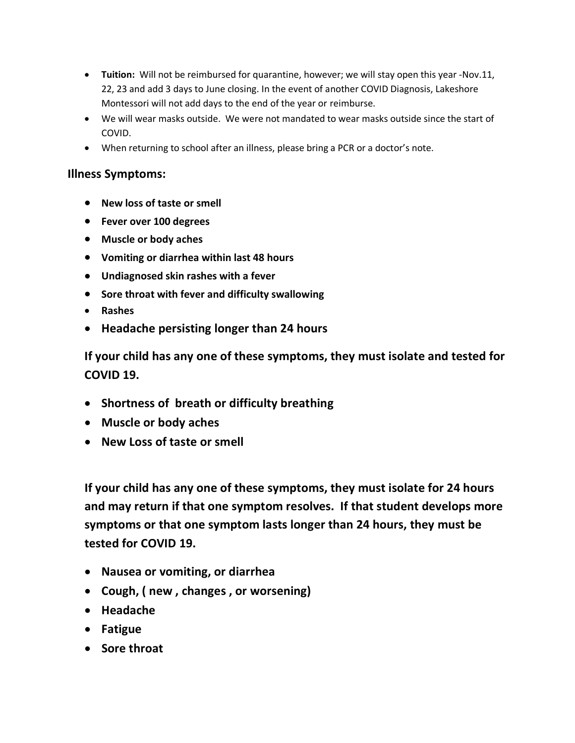- **Tuition:** Will not be reimbursed for quarantine, however; we will stay open this year -Nov.11, 22, 23 and add 3 days to June closing. In the event of another COVID Diagnosis, Lakeshore Montessori will not add days to the end of the year or reimburse.
- We will wear masks outside. We were not mandated to wear masks outside since the start of COVID.
- When returning to school after an illness, please bring a PCR or a doctor's note.

## Illness Symptoms:

- **New loss of taste or smell**
- **Fever over 100 degrees**
- **Muscle or body aches**
- **Vomiting or diarrhea within last 48 hours**
- **Undiagnosed skin rashes with a fever**
- **Sore throat with fever and difficulty swallowing**
- **Rashes**
- **Headache persisting longer than 24 hours**

**If your child has any one of these symptoms, they must isolate and tested for COVID 19.**

- **Shortness of breath or difficulty breathing**
- **Muscle or body aches**
- **New Loss of taste or smell**

**If your child has any one of these symptoms, they must isolate for 24 hours and may return if that one symptom resolves. If that student develops more symptoms or that one symptom lasts longer than 24 hours, they must be tested for COVID 19.**

- **Nausea or vomiting, or diarrhea**
- **Cough, ( new , changes , or worsening)**
- **Headache**
- **Fatigue**
- **Sore throat**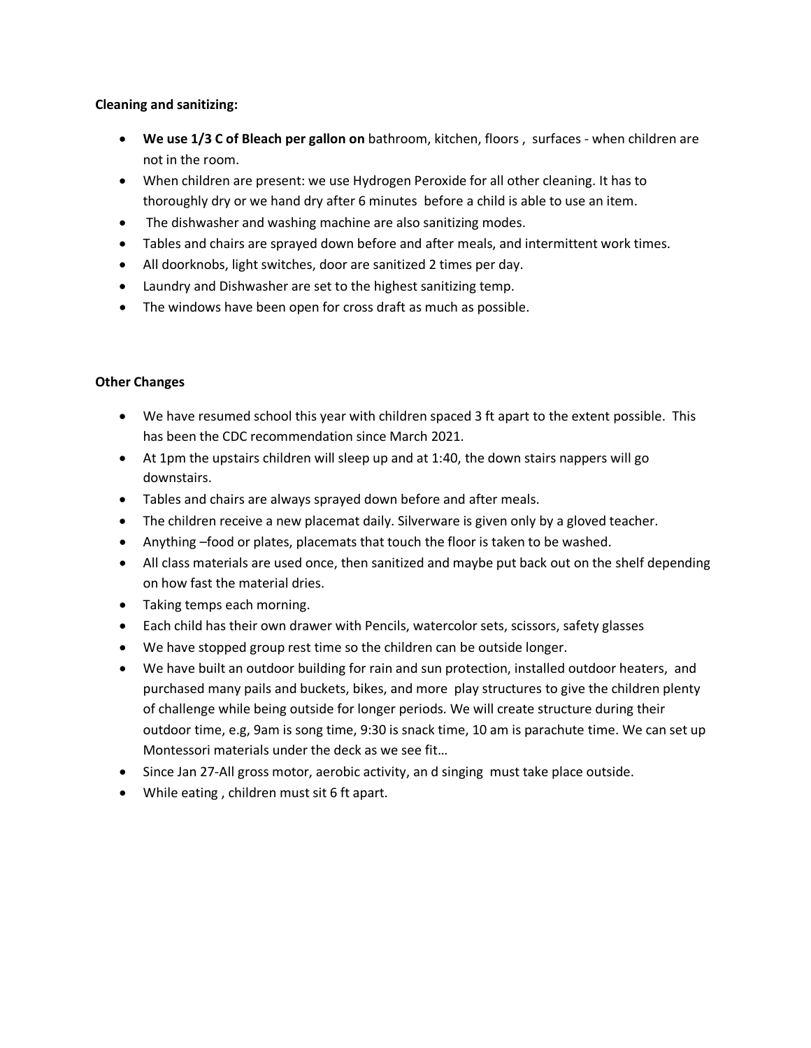**Cleaning and sanitizing:**

- **We use 1/3 C of Bleach per gallon on** bathroom, kitchen, floors , surfaces - when children are not in the room.
- When children are present: we use Hydrogen Peroxide for all other cleaning. It has to thoroughly dry or we hand dry after 6 minutes before a child is able to use an item.
- The dishwasher and washing machine are also sanitizing modes.
- Tables and chairs are sprayed down before and after meals, and intermittent work times.
- All doorknobs, light switches, door are sanitized 2 times per day.
- Laundry and Dishwasher are set to the highest sanitizing temp.
- The windows have been open for cross draft as much as possible.

**Other Changes**

- We have resumed school this year with children spaced 3 ft apart to the extent possible. This has been the CDC recommendation since March 2021.
- At 1pm the upstairs children will sleep up and at 1:40, the down stairs nappers will go downstairs.
- Tables and chairs are always sprayed down before and after meals.
- The children receive a new placemat daily. Silverware is given only by a gloved teacher.
- Anything –food or plates, placemats that touch the floor is taken to be washed.
- All class materials are used once, then sanitized and maybe put back out on the shelf depending on how fast the material dries.
- Taking temps each morning.
- Each child has their own drawer with Pencils, watercolor sets, scissors, safety glasses
- We have stopped group rest time so the children can be outside longer.
- We have built an outdoor building for rain and sun protection, installed outdoor heaters, and purchased many pails and buckets, bikes, and more play structures to give the children plenty of challenge while being outside for longer periods. We will create structure during their outdoor time, e.g, 9am is song time, 9:30 is snack time, 10 am is parachute time. We can set up Montessori materials under the deck as we see fit…
- Since Jan 27-All gross motor, aerobic activity, an d singing must take place outside.
- While eating , children must sit 6 ft apart.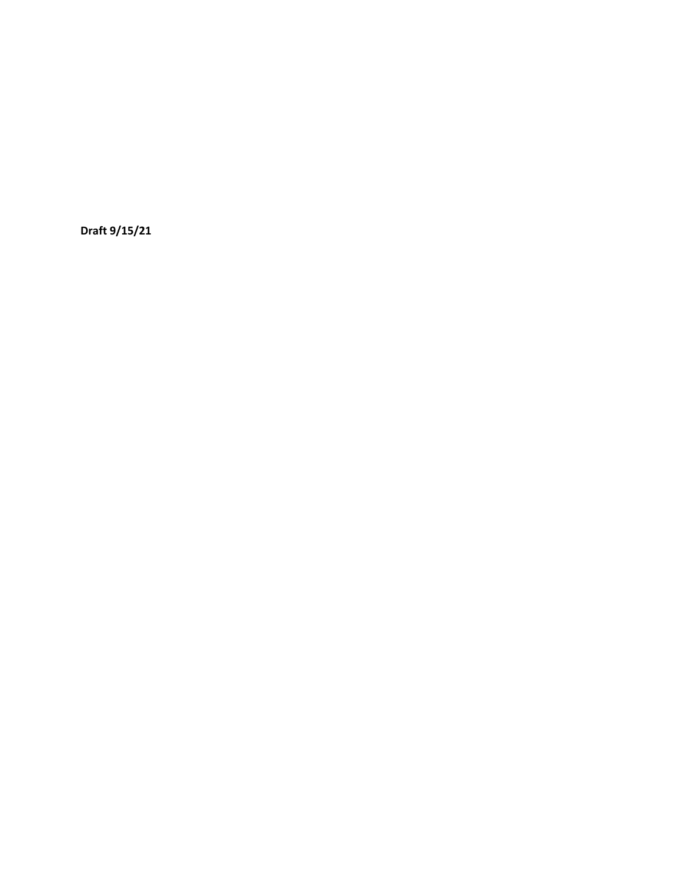**Draft 9/15/21**